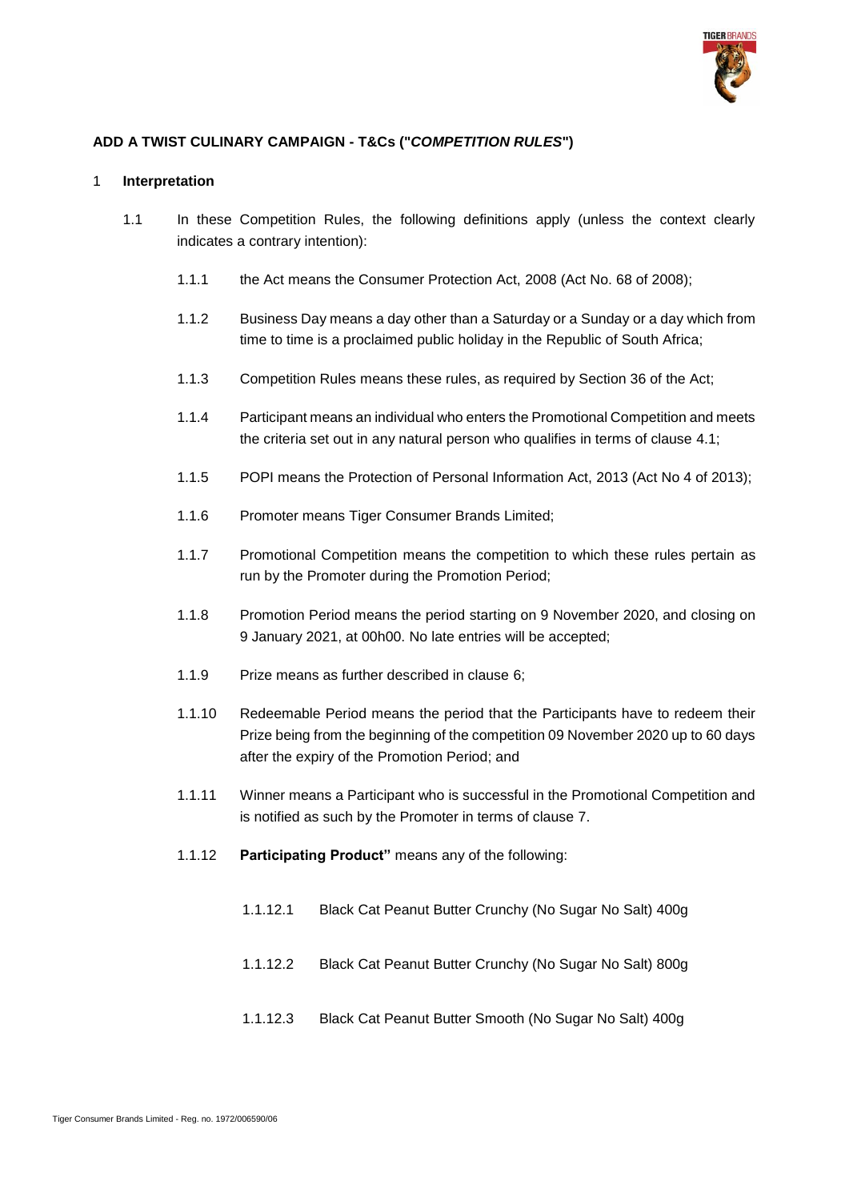**ADD A TWIST CULINARY CAMPAIGN - T&Cs ("*COMPETITION RULES*")**

1 **Interpretation**

1.1 In these Competition Rules, the following definitions apply (unless the context clearly indicates a contrary intention):

1.1.1 the Act means the Consumer Protection Act, 2008 (Act No. 68 of 2008);

1.1.2 Business Day means a day other than a Saturday or a Sunday or a day which from time to time is a proclaimed public holiday in the Republic of South Africa;

1.1.3 Competition Rules means these rules, as required by Section 36 of the Act;

1.1.4 Participant means an individual who enters the Promotional Competition and meets the criteria set out in any natural person who qualifies in terms of clause 4.1;

1.1.5 POPI means the Protection of Personal Information Act, 2013 (Act No 4 of 2013);

1.1.6 Promoter means Tiger Consumer Brands Limited;

1.1.7 Promotional Competition means the competition to which these rules pertain as run by the Promoter during the Promotion Period;

1.1.8 Promotion Period means the period starting on 9 November 2020, and closing on 9 January 2021, at 00h00. No late entries will be accepted;

1.1.9 Prize means as further described in clause 6;

1.1.10 Redeemable Period means the period that the Participants have to redeem their Prize being from the beginning of the competition 09 November 2020 up to 60 days after the expiry of the Promotion Period; and

1.1.11 Winner means a Participant who is successful in the Promotional Competition and is notified as such by the Promoter in terms of clause 7.

1.1.12 **Participating Product"** means any of the following:

1.1.12.1 Black Cat Peanut Butter Crunchy (No Sugar No Salt) 400g

1.1.12.2 Black Cat Peanut Butter Crunchy (No Sugar No Salt) 800g

1.1.12.3 Black Cat Peanut Butter Smooth (No Sugar No Salt) 400g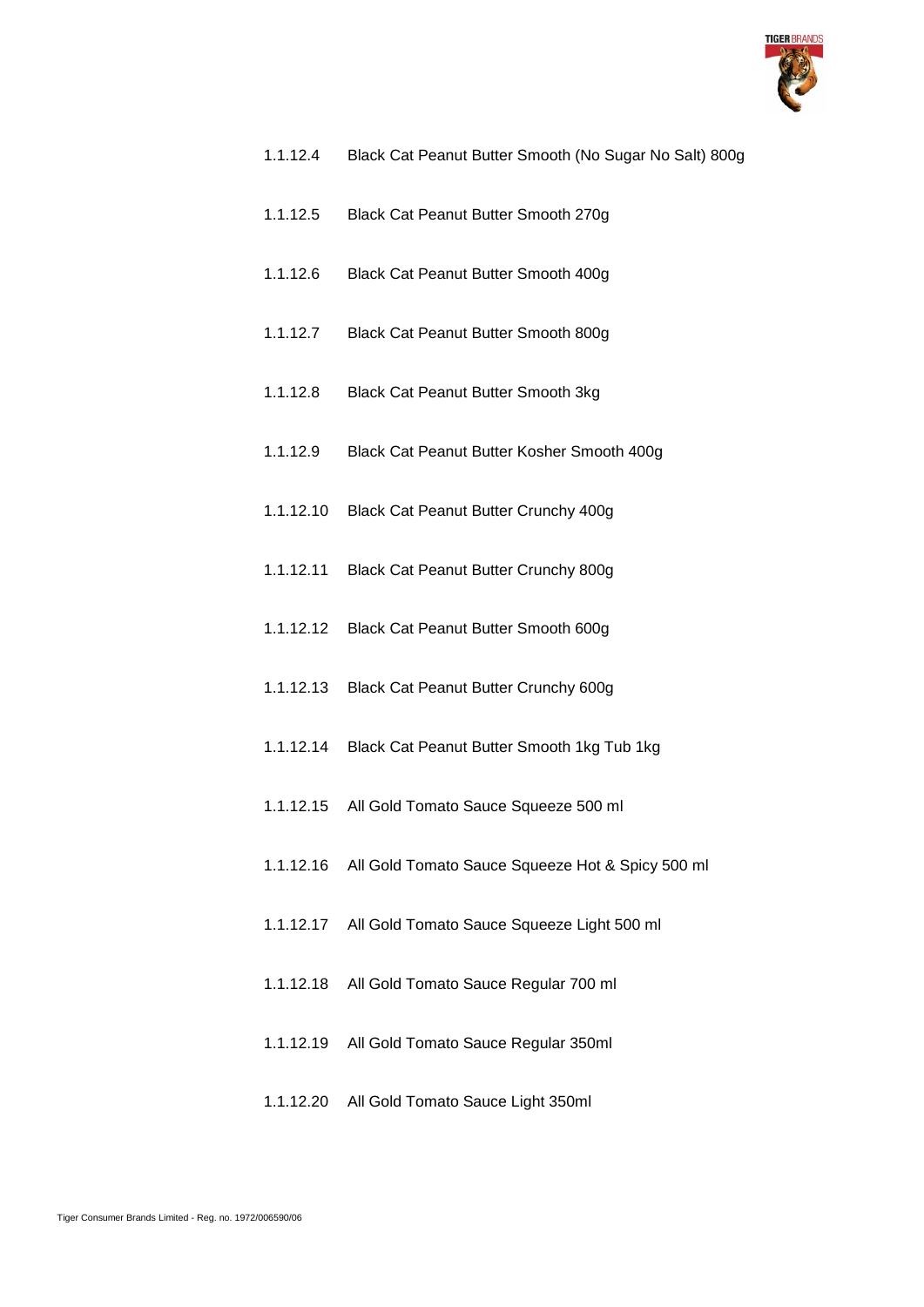1.1.12.4 Black Cat Peanut Butter Smooth (No Sugar No Salt) 800g

1.1.12.5 Black Cat Peanut Butter Smooth 270g

1.1.12.6 Black Cat Peanut Butter Smooth 400g

1.1.12.7 Black Cat Peanut Butter Smooth 800g

1.1.12.8 Black Cat Peanut Butter Smooth 3kg

1.1.12.9 Black Cat Peanut Butter Kosher Smooth 400g

1.1.12.10 Black Cat Peanut Butter Crunchy 400g

1.1.12.11 Black Cat Peanut Butter Crunchy 800g

1.1.12.12 Black Cat Peanut Butter Smooth 600g

1.1.12.13 Black Cat Peanut Butter Crunchy 600g

1.1.12.14 Black Cat Peanut Butter Smooth 1kg Tub 1kg

1.1.12.15 All Gold Tomato Sauce Squeeze 500 ml

1.1.12.16 All Gold Tomato Sauce Squeeze Hot & Spicy 500 ml

1.1.12.17 All Gold Tomato Sauce Squeeze Light 500 ml

1.1.12.18 All Gold Tomato Sauce Regular 700 ml

1.1.12.19 All Gold Tomato Sauce Regular 350ml

1.1.12.20 All Gold Tomato Sauce Light 350ml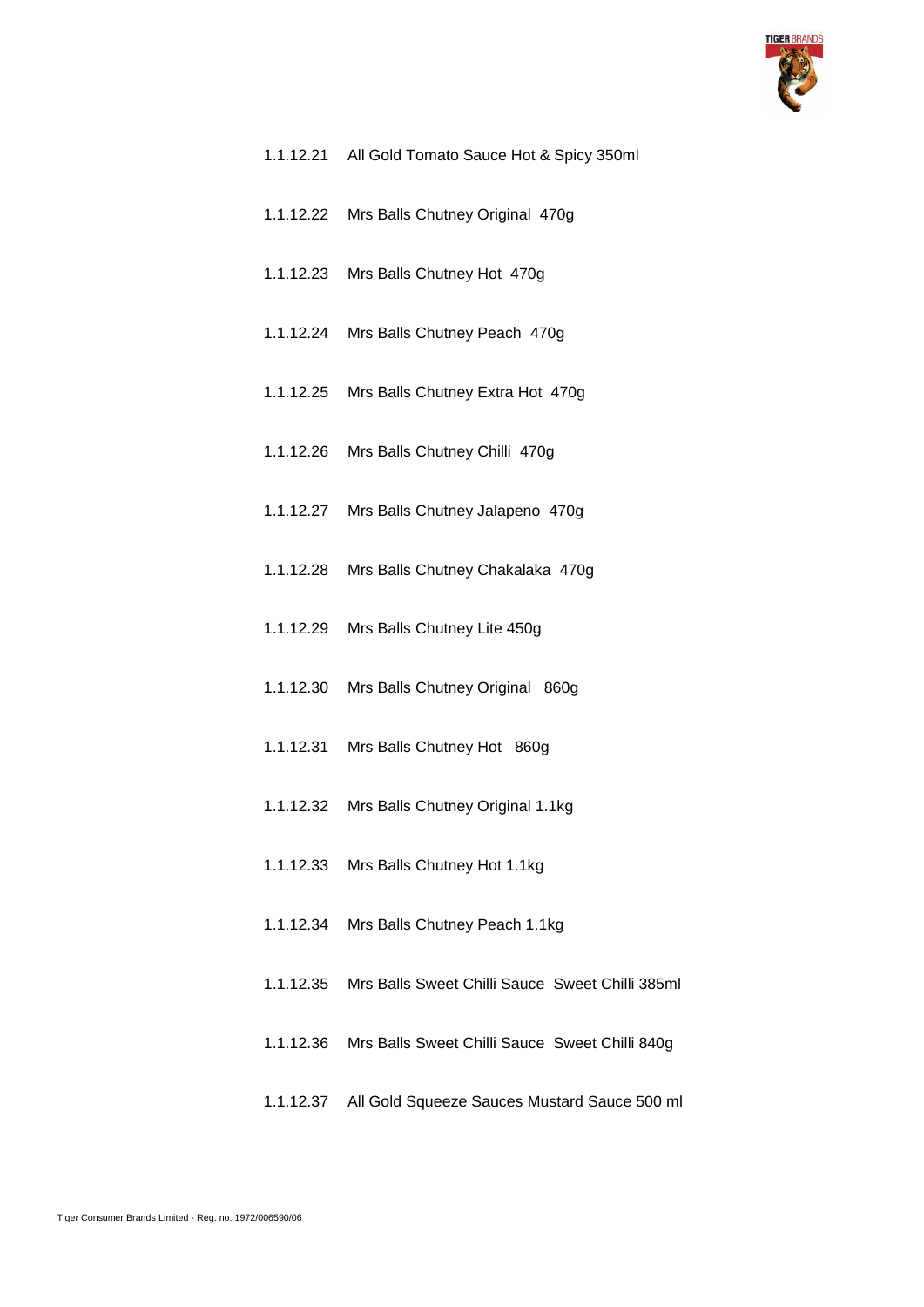1.1.12.21 All Gold Tomato Sauce Hot & Spicy 350ml

1.1.12.22 Mrs Balls Chutney Original 470g

1.1.12.23 Mrs Balls Chutney Hot 470g

1.1.12.24 Mrs Balls Chutney Peach 470g

1.1.12.25 Mrs Balls Chutney Extra Hot 470g

1.1.12.26 Mrs Balls Chutney Chilli 470g

1.1.12.27 Mrs Balls Chutney Jalapeno 470g

1.1.12.28 Mrs Balls Chutney Chakalaka 470g

1.1.12.29 Mrs Balls Chutney Lite 450g

1.1.12.30 Mrs Balls Chutney Original 860g

1.1.12.31 Mrs Balls Chutney Hot 860g

1.1.12.32 Mrs Balls Chutney Original 1.1kg

1.1.12.33 Mrs Balls Chutney Hot 1.1kg

1.1.12.34 Mrs Balls Chutney Peach 1.1kg

1.1.12.35 Mrs Balls Sweet Chilli Sauce Sweet Chilli 385ml

1.1.12.36 Mrs Balls Sweet Chilli Sauce Sweet Chilli 840g

1.1.12.37 All Gold Squeeze Sauces Mustard Sauce 500 ml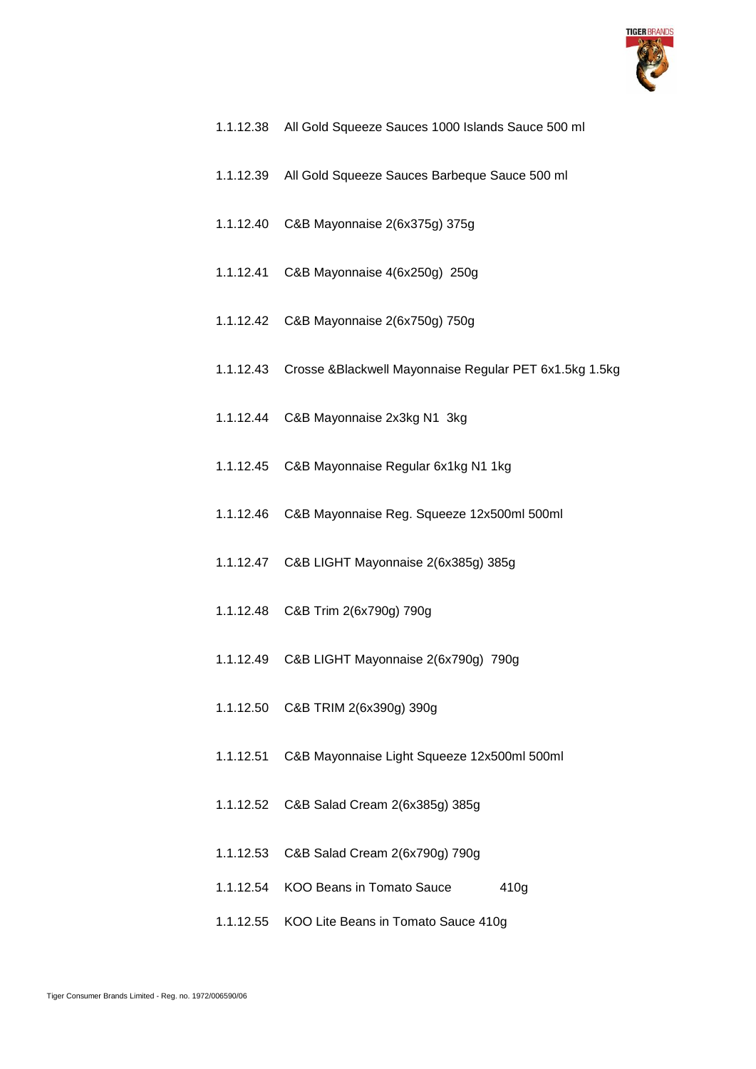1.1.12.38 All Gold Squeeze Sauces 1000 Islands Sauce 500 ml

1.1.12.39 All Gold Squeeze Sauces Barbeque Sauce 500 ml

1.1.12.40 C&B Mayonnaise 2(6x375g) 375g

1.1.12.41 C&B Mayonnaise 4(6x250g) 250g

1.1.12.42 C&B Mayonnaise 2(6x750g) 750g

1.1.12.43 Crosse &Blackwell Mayonnaise Regular PET 6x1.5kg 1.5kg

1.1.12.44 C&B Mayonnaise 2x3kg N1 3kg

1.1.12.45 C&B Mayonnaise Regular 6x1kg N1 1kg

1.1.12.46 C&B Mayonnaise Reg. Squeeze 12x500ml 500ml

1.1.12.47 C&B LIGHT Mayonnaise 2(6x385g) 385g

1.1.12.48 C&B Trim 2(6x790g) 790g

1.1.12.49 C&B LIGHT Mayonnaise 2(6x790g) 790g

1.1.12.50 C&B TRIM 2(6x390g) 390g

1.1.12.51 C&B Mayonnaise Light Squeeze 12x500ml 500ml

1.1.12.52 C&B Salad Cream 2(6x385g) 385g

1.1.12.53 C&B Salad Cream 2(6x790g) 790g

1.1.12.54 KOO Beans in Tomato Sauce 410g

1.1.12.55 KOO Lite Beans in Tomato Sauce 410g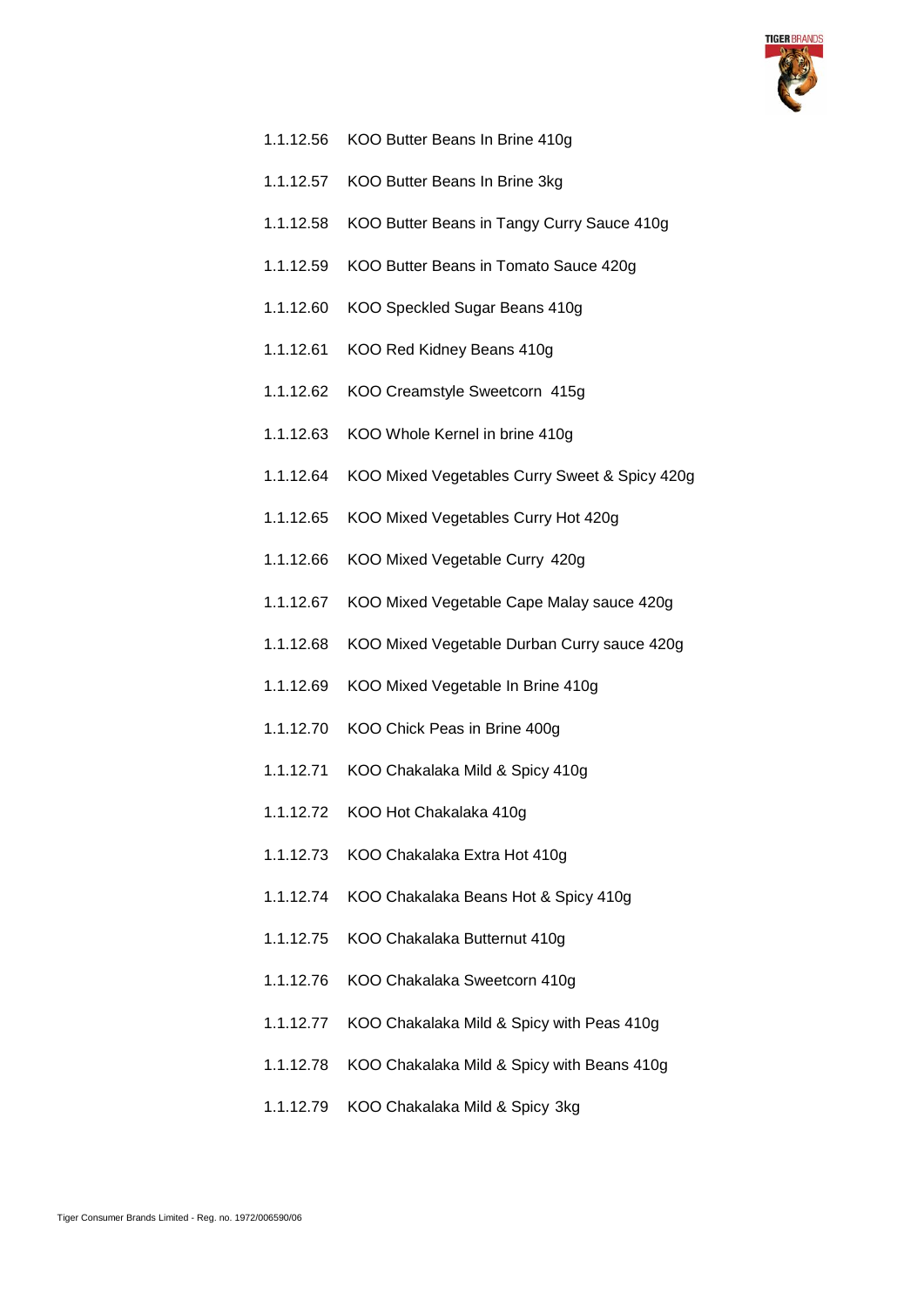1.1.12.56 KOO Butter Beans In Brine 410g

1.1.12.57 KOO Butter Beans In Brine 3kg

1.1.12.58 KOO Butter Beans in Tangy Curry Sauce 410g

1.1.12.59 KOO Butter Beans in Tomato Sauce 420g

1.1.12.60 KOO Speckled Sugar Beans 410g

1.1.12.61 KOO Red Kidney Beans 410g

1.1.12.62 KOO Creamstyle Sweetcorn 415g

1.1.12.63 KOO Whole Kernel in brine 410g

1.1.12.64 KOO Mixed Vegetables Curry Sweet & Spicy 420g

1.1.12.65 KOO Mixed Vegetables Curry Hot 420g

1.1.12.66 KOO Mixed Vegetable Curry 420g

1.1.12.67 KOO Mixed Vegetable Cape Malay sauce 420g

1.1.12.68 KOO Mixed Vegetable Durban Curry sauce 420g

1.1.12.69 KOO Mixed Vegetable In Brine 410g

1.1.12.70 KOO Chick Peas in Brine 400g

1.1.12.71 KOO Chakalaka Mild & Spicy 410g

1.1.12.72 KOO Hot Chakalaka 410g

1.1.12.73 KOO Chakalaka Extra Hot 410g

1.1.12.74 KOO Chakalaka Beans Hot & Spicy 410g

1.1.12.75 KOO Chakalaka Butternut 410g

1.1.12.76 KOO Chakalaka Sweetcorn 410g

1.1.12.77 KOO Chakalaka Mild & Spicy with Peas 410g

1.1.12.78 KOO Chakalaka Mild & Spicy with Beans 410g

1.1.12.79 KOO Chakalaka Mild & Spicy 3kg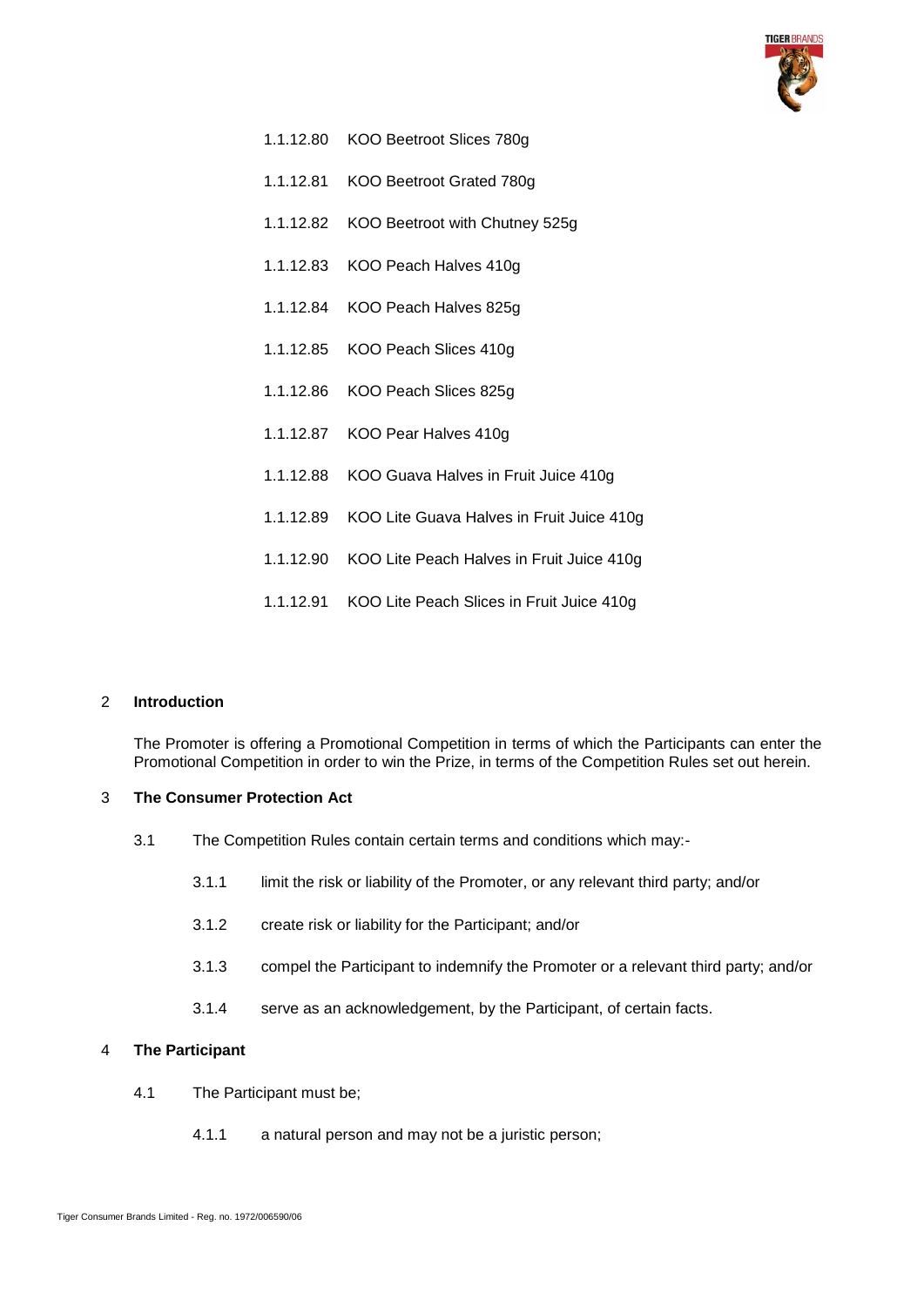1.1.12.80 KOO Beetroot Slices 780g

1.1.12.81 KOO Beetroot Grated 780g

1.1.12.82 KOO Beetroot with Chutney 525g

1.1.12.83 KOO Peach Halves 410g

1.1.12.84 KOO Peach Halves 825g

1.1.12.85 KOO Peach Slices 410g

1.1.12.86 KOO Peach Slices 825g

1.1.12.87 KOO Pear Halves 410g

1.1.12.88 KOO Guava Halves in Fruit Juice 410g

1.1.12.89 KOO Lite Guava Halves in Fruit Juice 410g

1.1.12.90 KOO Lite Peach Halves in Fruit Juice 410g

1.1.12.91 KOO Lite Peach Slices in Fruit Juice 410g

## 2 Introduction

The Promoter is offering a Promotional Competition in terms of which the Participants can enter the Promotional Competition in order to win the Prize, in terms of the Competition Rules set out herein.

## 3 The Consumer Protection Act

3.1 The Competition Rules contain certain terms and conditions which may:-

3.1.1 limit the risk or liability of the Promoter, or any relevant third party; and/or

3.1.2 create risk or liability for the Participant; and/or

3.1.3 compel the Participant to indemnify the Promoter or a relevant third party; and/or

3.1.4 serve as an acknowledgement, by the Participant, of certain facts.

## 4 The Participant

4.1 The Participant must be;

4.1.1 a natural person and may not be a juristic person;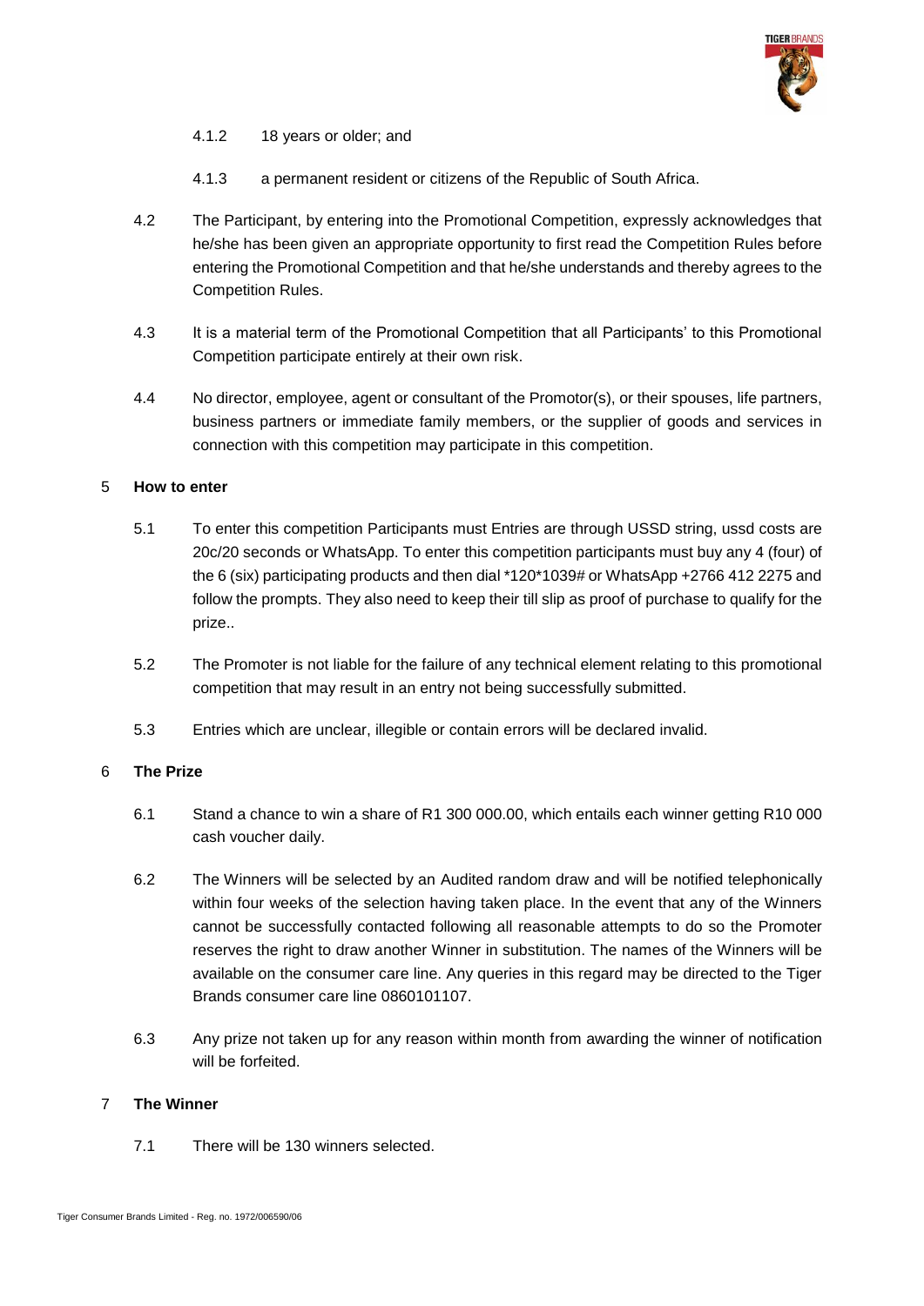4.1.2 18 years or older; and

4.1.3 a permanent resident or citizens of the Republic of South Africa.

4.2 The Participant, by entering into the Promotional Competition, expressly acknowledges that he/she has been given an appropriate opportunity to first read the Competition Rules before entering the Promotional Competition and that he/she understands and thereby agrees to the Competition Rules.

4.3 It is a material term of the Promotional Competition that all Participants' to this Promotional Competition participate entirely at their own risk.

4.4 No director, employee, agent or consultant of the Promotor(s), or their spouses, life partners, business partners or immediate family members, or the supplier of goods and services in connection with this competition may participate in this competition.

5 **How to enter**

5.1 To enter this competition Participants must Entries are through USSD string, ussd costs are 20c/20 seconds or WhatsApp. To enter this competition participants must buy any 4 (four) of the 6 (six) participating products and then dial *120*1039# or WhatsApp +2766 412 2275 and follow the prompts. They also need to keep their till slip as proof of purchase to qualify for the prize..

5.2 The Promoter is not liable for the failure of any technical element relating to this promotional competition that may result in an entry not being successfully submitted.

5.3 Entries which are unclear, illegible or contain errors will be declared invalid.

6 **The Prize**

6.1 Stand a chance to win a share of R1 300 000.00, which entails each winner getting R10 000 cash voucher daily.

6.2 The Winners will be selected by an Audited random draw and will be notified telephonically within four weeks of the selection having taken place. In the event that any of the Winners cannot be successfully contacted following all reasonable attempts to do so the Promoter reserves the right to draw another Winner in substitution. The names of the Winners will be available on the consumer care line. Any queries in this regard may be directed to the Tiger Brands consumer care line 0860101107.

6.3 Any prize not taken up for any reason within month from awarding the winner of notification will be forfeited.

7 **The Winner**

7.1 There will be 130 winners selected.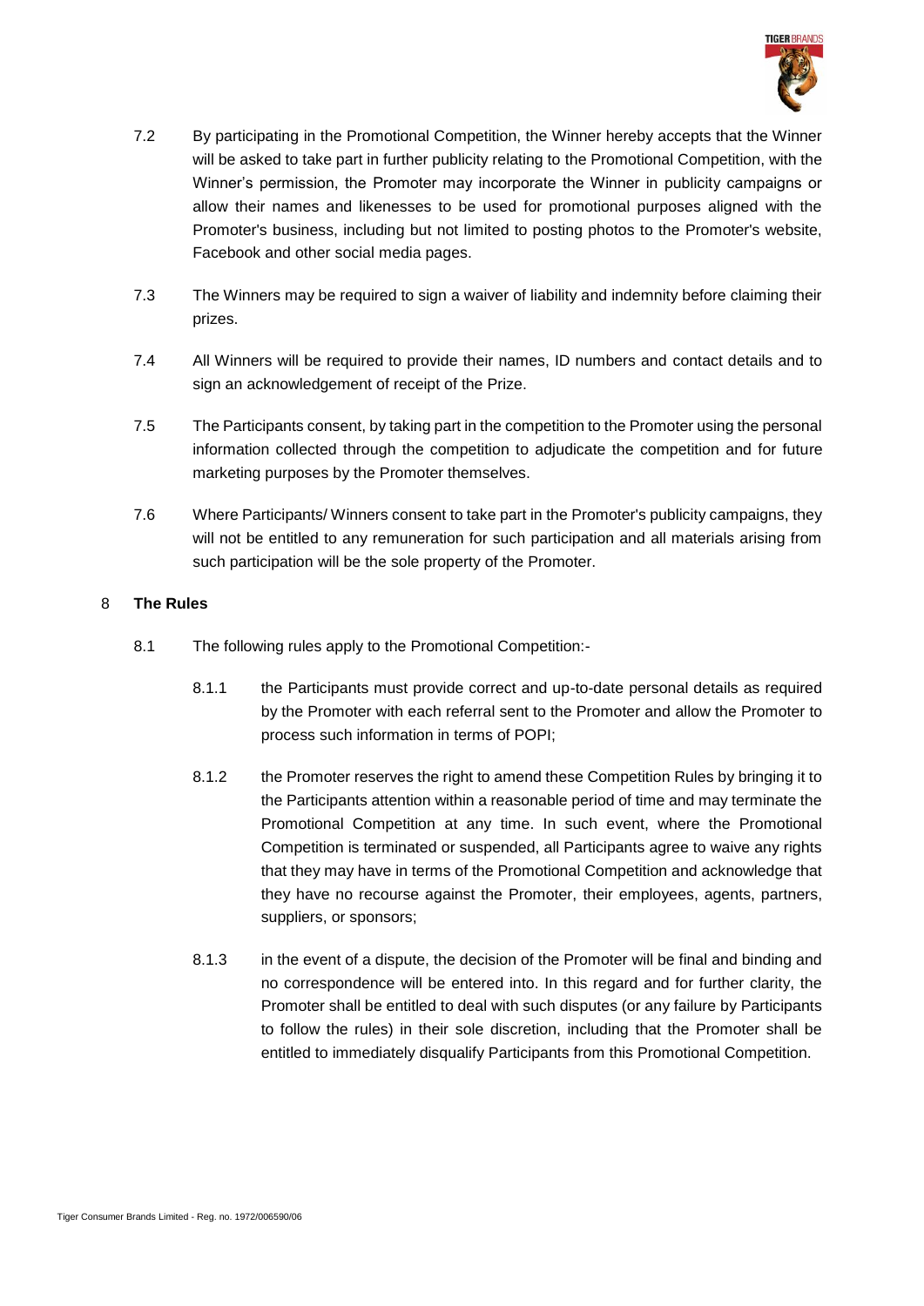7.2 By participating in the Promotional Competition, the Winner hereby accepts that the Winner will be asked to take part in further publicity relating to the Promotional Competition, with the Winner's permission, the Promoter may incorporate the Winner in publicity campaigns or allow their names and likenesses to be used for promotional purposes aligned with the Promoter's business, including but not limited to posting photos to the Promoter's website, Facebook and other social media pages.

7.3 The Winners may be required to sign a waiver of liability and indemnity before claiming their prizes.

7.4 All Winners will be required to provide their names, ID numbers and contact details and to sign an acknowledgement of receipt of the Prize.

7.5 The Participants consent, by taking part in the competition to the Promoter using the personal information collected through the competition to adjudicate the competition and for future marketing purposes by the Promoter themselves.

7.6 Where Participants/ Winners consent to take part in the Promoter's publicity campaigns, they will not be entitled to any remuneration for such participation and all materials arising from such participation will be the sole property of the Promoter.

## 8 The Rules

8.1 The following rules apply to the Promotional Competition:-

8.1.1 the Participants must provide correct and up-to-date personal details as required by the Promoter with each referral sent to the Promoter and allow the Promoter to process such information in terms of POPI;

8.1.2 the Promoter reserves the right to amend these Competition Rules by bringing it to the Participants attention within a reasonable period of time and may terminate the Promotional Competition at any time. In such event, where the Promotional Competition is terminated or suspended, all Participants agree to waive any rights that they may have in terms of the Promotional Competition and acknowledge that they have no recourse against the Promoter, their employees, agents, partners, suppliers, or sponsors;

8.1.3 in the event of a dispute, the decision of the Promoter will be final and binding and no correspondence will be entered into. In this regard and for further clarity, the Promoter shall be entitled to deal with such disputes (or any failure by Participants to follow the rules) in their sole discretion, including that the Promoter shall be entitled to immediately disqualify Participants from this Promotional Competition.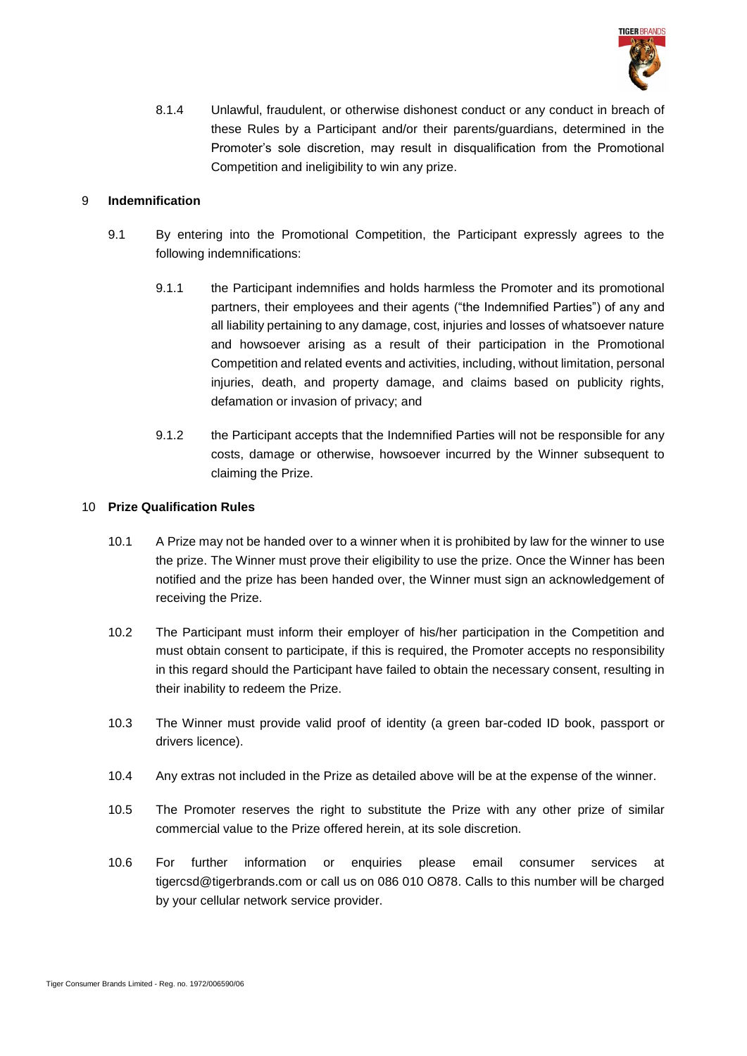8.1.4 Unlawful, fraudulent, or otherwise dishonest conduct or any conduct in breach of these Rules by a Participant and/or their parents/guardians, determined in the Promoter's sole discretion, may result in disqualification from the Promotional Competition and ineligibility to win any prize.

## 9 Indemnification

9.1 By entering into the Promotional Competition, the Participant expressly agrees to the following indemnifications:

9.1.1 the Participant indemnifies and holds harmless the Promoter and its promotional partners, their employees and their agents ("the Indemnified Parties") of any and all liability pertaining to any damage, cost, injuries and losses of whatsoever nature and howsoever arising as a result of their participation in the Promotional Competition and related events and activities, including, without limitation, personal injuries, death, and property damage, and claims based on publicity rights, defamation or invasion of privacy; and

9.1.2 the Participant accepts that the Indemnified Parties will not be responsible for any costs, damage or otherwise, howsoever incurred by the Winner subsequent to claiming the Prize.

## 10 Prize Qualification Rules

10.1 A Prize may not be handed over to a winner when it is prohibited by law for the winner to use the prize. The Winner must prove their eligibility to use the prize. Once the Winner has been notified and the prize has been handed over, the Winner must sign an acknowledgement of receiving the Prize.

10.2 The Participant must inform their employer of his/her participation in the Competition and must obtain consent to participate, if this is required, the Promoter accepts no responsibility in this regard should the Participant have failed to obtain the necessary consent, resulting in their inability to redeem the Prize.

10.3 The Winner must provide valid proof of identity (a green bar-coded ID book, passport or drivers licence).

10.4 Any extras not included in the Prize as detailed above will be at the expense of the winner.

10.5 The Promoter reserves the right to substitute the Prize with any other prize of similar commercial value to the Prize offered herein, at its sole discretion.

10.6 For further information or enquiries please email consumer services at tigercsd@tigerbrands.com or call us on 086 010 O878. Calls to this number will be charged by your cellular network service provider.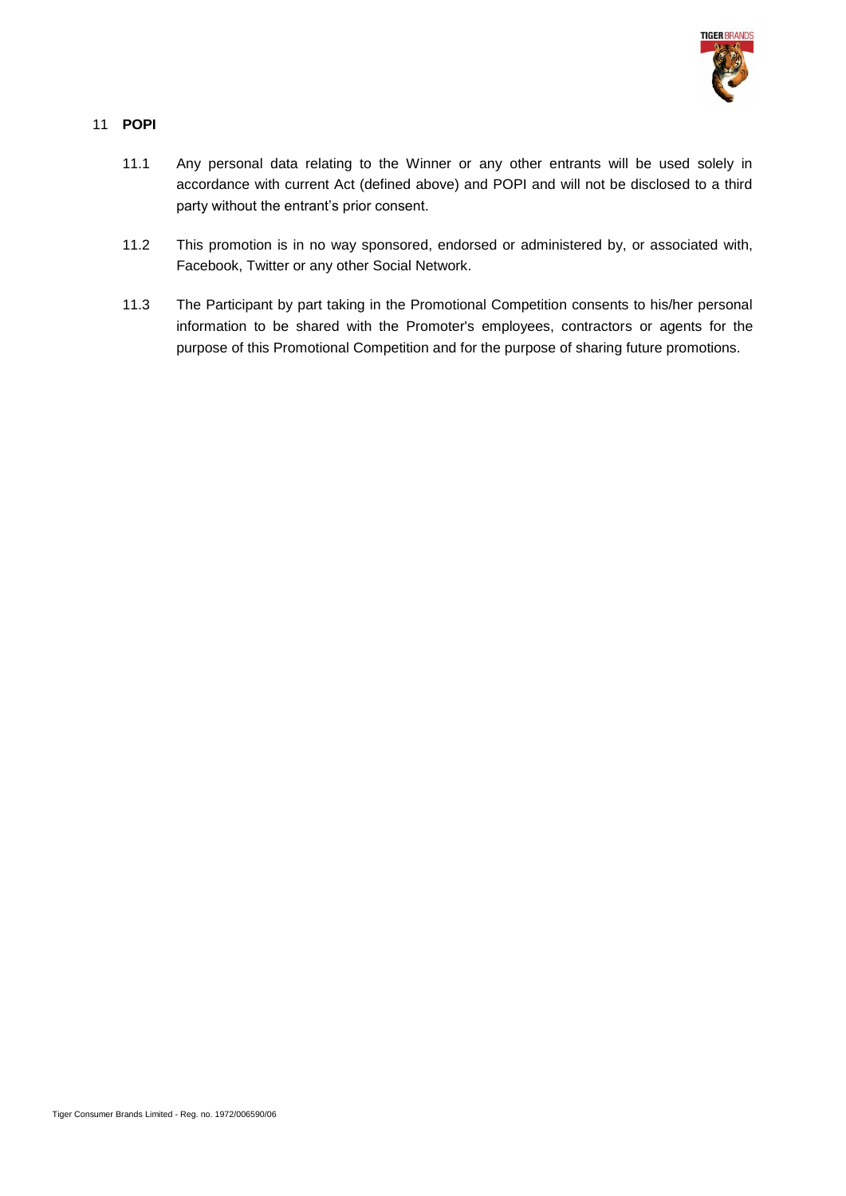## 11 **POPI**

11.1 Any personal data relating to the Winner or any other entrants will be used solely in accordance with current Act (defined above) and POPI and will not be disclosed to a third party without the entrant's prior consent.

11.2 This promotion is in no way sponsored, endorsed or administered by, or associated with, Facebook, Twitter or any other Social Network.

11.3 The Participant by part taking in the Promotional Competition consents to his/her personal information to be shared with the Promoter's employees, contractors or agents for the purpose of this Promotional Competition and for the purpose of sharing future promotions.